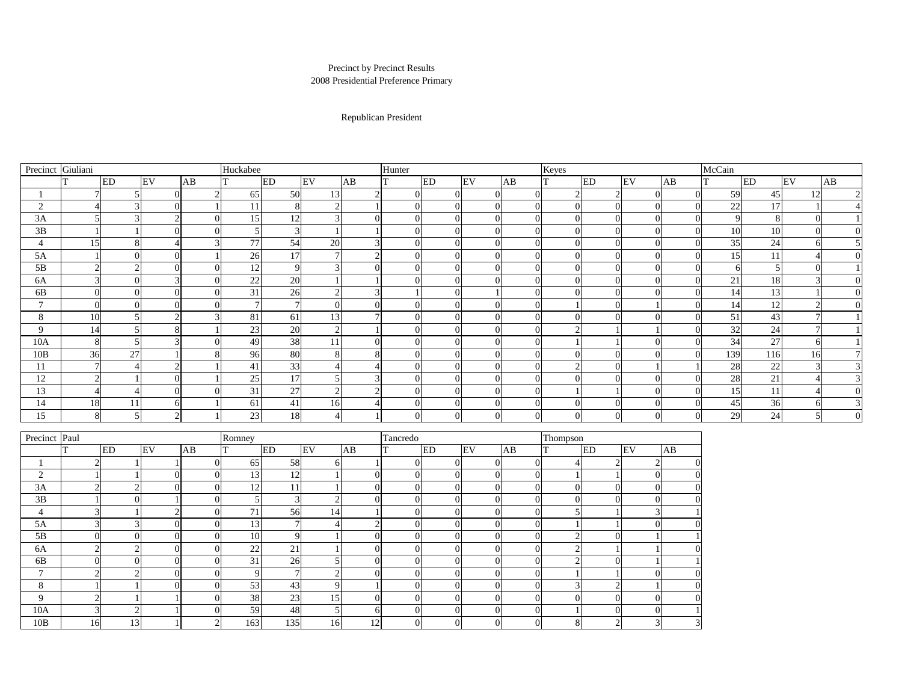Precinct by Precinct Results
2008 Presidential Preference Primary

Republican President

| Precinct | Giuliani | | | | Huckabee | | | | Hunter | | | | Keyes | | | | McCain | | | |
|---|---|---|---|---|---|---|---|---|---|---|---|---|---|---|---|---|---|---|---|---|
| | T | ED | EV | AB | T | ED | EV | AB | T | ED | EV | AB | T | ED | EV | AB | T | ED | EV | AB |
| 1 | 7 | 5 | 0 | 2 | 65 | 50 | 13 | 2 | 0 | 0 | 0 | 0 | 2 | 2 | 0 | 0 | 59 | 45 | 12 | 2 |
| 2 | 4 | 3 | 0 | 1 | 11 | 8 | 2 | 1 | 0 | 0 | 0 | 0 | 0 | 0 | 0 | 0 | 22 | 17 | 1 | 4 |
| 3A | 5 | 3 | 2 | 0 | 15 | 12 | 3 | 0 | 0 | 0 | 0 | 0 | 0 | 0 | 0 | 0 | 9 | 8 | 0 | 1 |
| 3B | 1 | 1 | 0 | 0 | 5 | 3 | 1 | 1 | 0 | 0 | 0 | 0 | 0 | 0 | 0 | 0 | 10 | 10 | 0 | 0 |
| 4 | 15 | 8 | 4 | 3 | 77 | 54 | 20 | 3 | 0 | 0 | 0 | 0 | 0 | 0 | 0 | 0 | 35 | 24 | 6 | 5 |
| 5A | 1 | 0 | 0 | 1 | 26 | 17 | 7 | 2 | 0 | 0 | 0 | 0 | 0 | 0 | 0 | 0 | 15 | 11 | 4 | 0 |
| 5B | 2 | 2 | 0 | 0 | 12 | 9 | 3 | 0 | 0 | 0 | 0 | 0 | 0 | 0 | 0 | 0 | 6 | 5 | 0 | 1 |
| 6A | 3 | 0 | 3 | 0 | 22 | 20 | 1 | 1 | 0 | 0 | 0 | 0 | 0 | 0 | 0 | 0 | 21 | 18 | 3 | 0 |
| 6B | 0 | 0 | 0 | 0 | 31 | 26 | 2 | 3 | 1 | 0 | 1 | 0 | 0 | 0 | 0 | 0 | 14 | 13 | 1 | 0 |
| 7 | 0 | 0 | 0 | 0 | 7 | 7 | 0 | 0 | 0 | 0 | 0 | 0 | 1 | 0 | 1 | 0 | 14 | 12 | 2 | 0 |
| 8 | 10 | 5 | 2 | 3 | 81 | 61 | 13 | 7 | 0 | 0 | 0 | 0 | 0 | 0 | 0 | 0 | 51 | 43 | 7 | 1 |
| 9 | 14 | 5 | 8 | 1 | 23 | 20 | 2 | 1 | 0 | 0 | 0 | 0 | 2 | 1 | 1 | 0 | 32 | 24 | 7 | 1 |
| 10A | 8 | 5 | 3 | 0 | 49 | 38 | 11 | 0 | 0 | 0 | 0 | 0 | 1 | 1 | 0 | 0 | 34 | 27 | 6 | 1 |
| 10B | 36 | 27 | 1 | 8 | 96 | 80 | 8 | 8 | 0 | 0 | 0 | 0 | 0 | 0 | 0 | 0 | 139 | 116 | 16 | 7 |
| 11 | 7 | 4 | 2 | 1 | 41 | 33 | 4 | 4 | 0 | 0 | 0 | 0 | 2 | 0 | 1 | 1 | 28 | 22 | 3 | 3 |
| 12 | 2 | 1 | 0 | 1 | 25 | 17 | 5 | 3 | 0 | 0 | 0 | 0 | 0 | 0 | 0 | 0 | 28 | 21 | 4 | 3 |
| 13 | 4 | 4 | 0 | 0 | 31 | 27 | 2 | 2 | 0 | 0 | 0 | 0 | 1 | 1 | 0 | 0 | 15 | 11 | 4 | 0 |
| 14 | 18 | 11 | 6 | 1 | 61 | 41 | 16 | 4 | 0 | 0 | 0 | 0 | 0 | 0 | 0 | 0 | 45 | 36 | 6 | 3 |
| 15 | 8 | 5 | 2 | 1 | 23 | 18 | 4 | 1 | 0 | 0 | 0 | 0 | 0 | 0 | 0 | 0 | 29 | 24 | 5 | 0 |

| Precinct | Paul | | | | Romney | | | | Tancredo | | | | Thompson | | | |
|---|---|---|---|---|---|---|---|---|---|---|---|---|---|---|---|---|
| | T | ED | EV | AB | T | ED | EV | AB | T | ED | EV | AB | T | ED | EV | AB |
| 1 | 2 | 1 | 1 | 0 | 65 | 58 | 6 | 1 | 0 | 0 | 0 | 0 | 4 | 2 | 2 | 0 |
| 2 | 1 | 1 | 0 | 0 | 13 | 12 | 1 | 0 | 0 | 0 | 0 | 0 | 1 | 1 | 0 | 0 |
| 3A | 2 | 2 | 0 | 0 | 12 | 11 | 1 | 0 | 0 | 0 | 0 | 0 | 0 | 0 | 0 | 0 |
| 3B | 1 | 0 | 1 | 0 | 5 | 3 | 2 | 0 | 0 | 0 | 0 | 0 | 0 | 0 | 0 | 0 |
| 4 | 3 | 1 | 2 | 0 | 71 | 56 | 14 | 1 | 0 | 0 | 0 | 0 | 5 | 1 | 3 | 1 |
| 5A | 3 | 3 | 0 | 0 | 13 | 7 | 4 | 2 | 0 | 0 | 0 | 0 | 1 | 1 | 0 | 0 |
| 5B | 0 | 0 | 0 | 0 | 10 | 9 | 1 | 0 | 0 | 0 | 0 | 0 | 2 | 0 | 1 | 1 |
| 6A | 2 | 2 | 0 | 0 | 22 | 21 | 1 | 0 | 0 | 0 | 0 | 0 | 2 | 1 | 1 | 0 |
| 6B | 0 | 0 | 0 | 0 | 31 | 26 | 5 | 0 | 0 | 0 | 0 | 0 | 2 | 0 | 1 | 1 |
| 7 | 2 | 2 | 0 | 0 | 9 | 7 | 2 | 0 | 0 | 0 | 0 | 0 | 1 | 1 | 0 | 0 |
| 8 | 1 | 1 | 0 | 0 | 53 | 43 | 9 | 1 | 0 | 0 | 0 | 0 | 3 | 2 | 1 | 0 |
| 9 | 2 | 1 | 1 | 0 | 38 | 23 | 15 | 0 | 0 | 0 | 0 | 0 | 0 | 0 | 0 | 0 |
| 10A | 3 | 2 | 1 | 0 | 59 | 48 | 5 | 6 | 0 | 0 | 0 | 0 | 1 | 0 | 0 | 1 |
| 10B | 16 | 13 | 1 | 2 | 163 | 135 | 16 | 12 | 0 | 0 | 0 | 0 | 8 | 2 | 3 | 3 |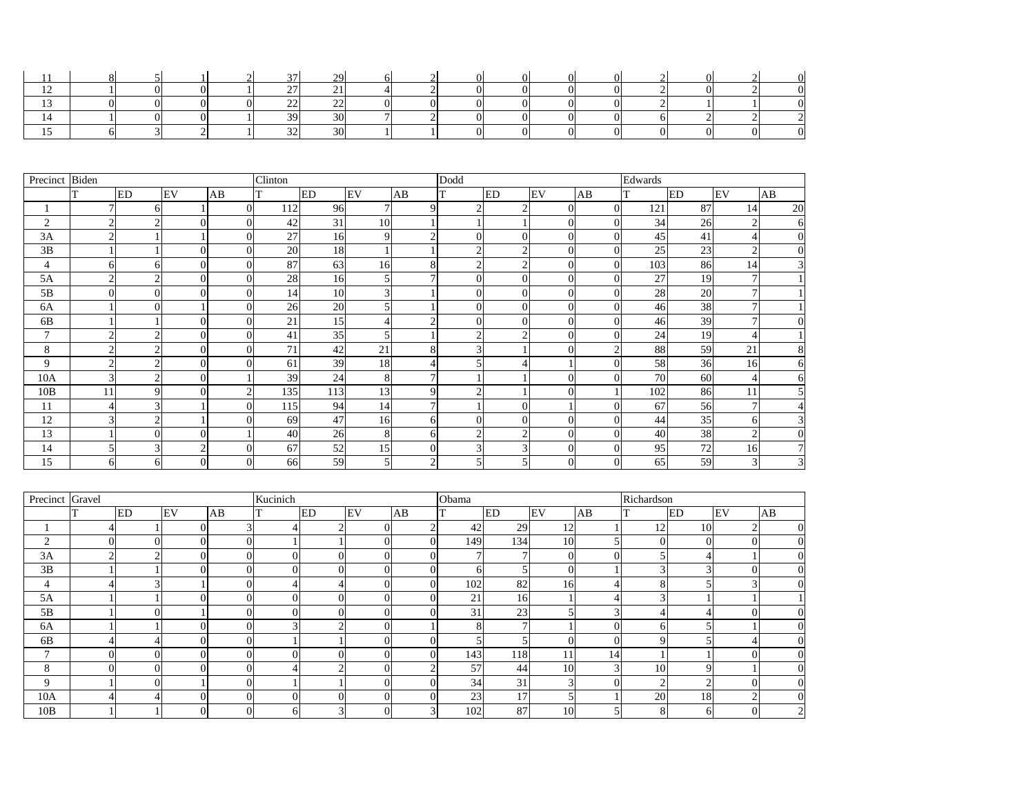| 11 | 8 | 5 | 1 | 2 | 37 | 29 | 6 | 2 | 0 | 0 | 0 | 0 | 2 | 0 | 2 | 0 |
|---|---|---|---|---|---|---|---|---|---|---|---|---|---|---|---|---|
| 12 | 1 | 0 | 0 | 1 | 27 | 21 | 4 | 2 | 0 | 0 | 0 | 0 | 2 | 0 | 2 | 0 |
| 13 | 0 | 0 | 0 | 0 | 22 | 22 | 0 | 0 | 0 | 0 | 0 | 0 | 2 | 1 | 1 | 0 |
| 14 | 1 | 0 | 0 | 1 | 39 | 30 | 7 | 2 | 0 | 0 | 0 | 0 | 6 | 2 | 2 | 2 |
| 15 | 6 | 3 | 2 | 1 | 32 | 30 | 1 | 1 | 0 | 0 | 0 | 0 | 0 | 0 | 0 | 0 |

| Precinct | Biden | | | | Clinton | | | | Dodd | | | | Edwards | | | |
|---|---|---|---|---|---|---|---|---|---|---|---|---|---|---|---|---|
| | T | ED | EV | AB | T | ED | EV | AB | T | ED | EV | AB | T | ED | EV | AB |
| 1 | 7 | 6 | 1 | 0 | 112 | 96 | 7 | 9 | 2 | 2 | 0 | 0 | 121 | 87 | 14 | 20 |
| 2 | 2 | 2 | 0 | 0 | 42 | 31 | 10 | 1 | 1 | 1 | 0 | 0 | 34 | 26 | 2 | 6 |
| 3A | 2 | 1 | 1 | 0 | 27 | 16 | 9 | 2 | 0 | 0 | 0 | 0 | 45 | 41 | 4 | 0 |
| 3B | 1 | 1 | 0 | 0 | 20 | 18 | 1 | 1 | 2 | 2 | 0 | 0 | 25 | 23 | 2 | 0 |
| 4 | 6 | 6 | 0 | 0 | 87 | 63 | 16 | 8 | 2 | 2 | 0 | 0 | 103 | 86 | 14 | 3 |
| 5A | 2 | 2 | 0 | 0 | 28 | 16 | 5 | 7 | 0 | 0 | 0 | 0 | 27 | 19 | 7 | 1 |
| 5B | 0 | 0 | 0 | 0 | 14 | 10 | 3 | 1 | 0 | 0 | 0 | 0 | 28 | 20 | 7 | 1 |
| 6A | 1 | 0 | 1 | 0 | 26 | 20 | 5 | 1 | 0 | 0 | 0 | 0 | 46 | 38 | 7 | 1 |
| 6B | 1 | 1 | 0 | 0 | 21 | 15 | 4 | 2 | 0 | 0 | 0 | 0 | 46 | 39 | 7 | 0 |
| 7 | 2 | 2 | 0 | 0 | 41 | 35 | 5 | 1 | 2 | 2 | 0 | 0 | 24 | 19 | 4 | 1 |
| 8 | 2 | 2 | 0 | 0 | 71 | 42 | 21 | 8 | 3 | 1 | 0 | 2 | 88 | 59 | 21 | 8 |
| 9 | 2 | 2 | 0 | 0 | 61 | 39 | 18 | 4 | 5 | 4 | 1 | 0 | 58 | 36 | 16 | 6 |
| 10A | 3 | 2 | 0 | 1 | 39 | 24 | 8 | 7 | 1 | 1 | 0 | 0 | 70 | 60 | 4 | 6 |
| 10B | 11 | 9 | 0 | 2 | 135 | 113 | 13 | 9 | 2 | 1 | 0 | 1 | 102 | 86 | 11 | 5 |
| 11 | 4 | 3 | 1 | 0 | 115 | 94 | 14 | 7 | 1 | 0 | 1 | 0 | 67 | 56 | 7 | 4 |
| 12 | 3 | 2 | 1 | 0 | 69 | 47 | 16 | 6 | 0 | 0 | 0 | 0 | 44 | 35 | 6 | 3 |
| 13 | 1 | 0 | 0 | 1 | 40 | 26 | 8 | 6 | 2 | 2 | 0 | 0 | 40 | 38 | 2 | 0 |
| 14 | 5 | 3 | 2 | 0 | 67 | 52 | 15 | 0 | 3 | 3 | 0 | 0 | 95 | 72 | 16 | 7 |
| 15 | 6 | 6 | 0 | 0 | 66 | 59 | 5 | 2 | 5 | 5 | 0 | 0 | 65 | 59 | 3 | 3 |

| Precinct | Gravel | | | | Kucinich | | | | Obama | | | | Richardson | | | |
|---|---|---|---|---|---|---|---|---|---|---|---|---|---|---|---|---|
| | T | ED | EV | AB | T | ED | EV | AB | T | ED | EV | AB | T | ED | EV | AB |
| 1 | 4 | 1 | 0 | 3 | 4 | 2 | 0 | 2 | 42 | 29 | 12 | 1 | 12 | 10 | 2 | 0 |
| 2 | 0 | 0 | 0 | 0 | 1 | 1 | 0 | 0 | 149 | 134 | 10 | 5 | 0 | 0 | 0 | 0 |
| 3A | 2 | 2 | 0 | 0 | 0 | 0 | 0 | 0 | 7 | 7 | 0 | 0 | 5 | 4 | 1 | 0 |
| 3B | 1 | 1 | 0 | 0 | 0 | 0 | 0 | 0 | 6 | 5 | 0 | 1 | 3 | 3 | 0 | 0 |
| 4 | 4 | 3 | 1 | 0 | 4 | 4 | 0 | 0 | 102 | 82 | 16 | 4 | 8 | 5 | 3 | 0 |
| 5A | 1 | 1 | 0 | 0 | 0 | 0 | 0 | 0 | 21 | 16 | 1 | 4 | 3 | 1 | 1 | 1 |
| 5B | 1 | 0 | 1 | 0 | 0 | 0 | 0 | 0 | 31 | 23 | 5 | 3 | 4 | 4 | 0 | 0 |
| 6A | 1 | 1 | 0 | 0 | 3 | 2 | 0 | 1 | 8 | 7 | 1 | 0 | 6 | 5 | 1 | 0 |
| 6B | 4 | 4 | 0 | 0 | 1 | 1 | 0 | 0 | 5 | 5 | 0 | 0 | 9 | 5 | 4 | 0 |
| 7 | 0 | 0 | 0 | 0 | 0 | 0 | 0 | 0 | 143 | 118 | 11 | 14 | 1 | 1 | 0 | 0 |
| 8 | 0 | 0 | 0 | 0 | 4 | 2 | 0 | 2 | 57 | 44 | 10 | 3 | 10 | 9 | 1 | 0 |
| 9 | 1 | 0 | 1 | 0 | 1 | 1 | 0 | 0 | 34 | 31 | 3 | 0 | 2 | 2 | 0 | 0 |
| 10A | 4 | 4 | 0 | 0 | 0 | 0 | 0 | 0 | 23 | 17 | 5 | 1 | 20 | 18 | 2 | 0 |
| 10B | 1 | 1 | 0 | 0 | 6 | 3 | 0 | 3 | 102 | 87 | 10 | 5 | 8 | 6 | 0 | 2 |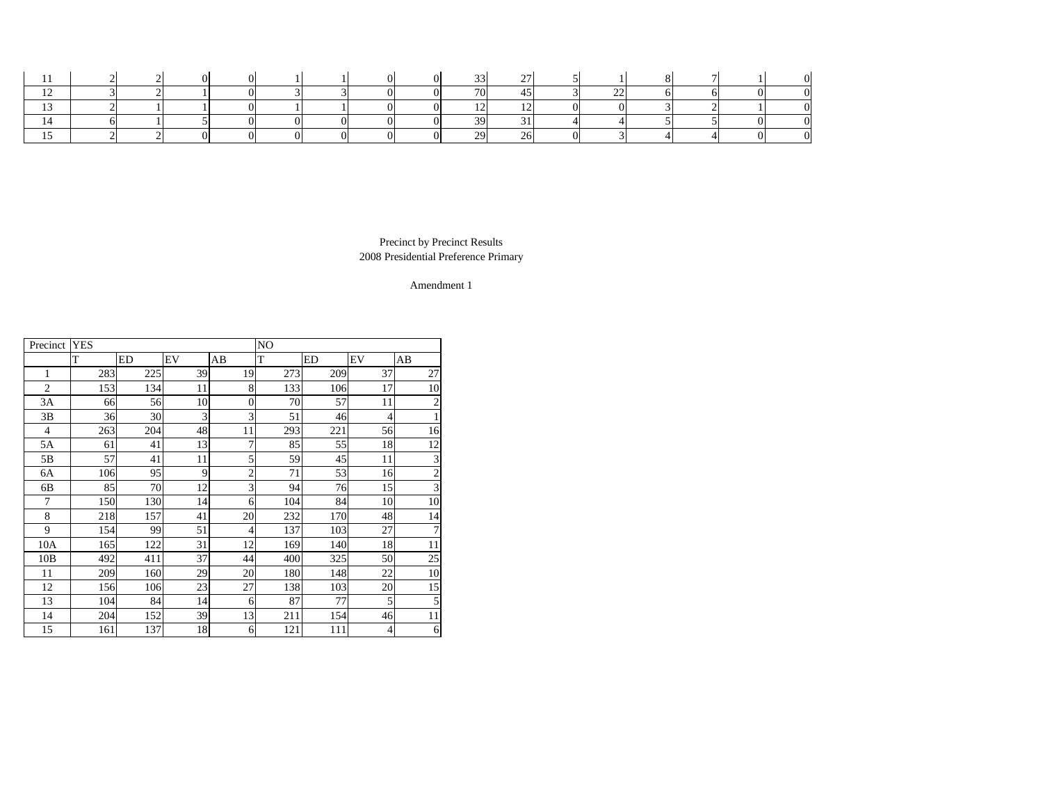| 11 | 2 | 2 | 0 | 0 | 1 | 1 | 0 | 0 | 33 | 27 | 5 | 1 | 8 | 7 | 1 | 0 |
|---|---|---|---|---|---|---|---|---|---|---|---|---|---|---|---|---|
| 12 | 3 | 2 | 1 | 0 | 3 | 3 | 0 | 0 | 70 | 45 | 3 | 22 | 6 | 6 | 0 | 0 |
| 13 | 2 | 1 | 1 | 0 | 1 | 1 | 0 | 0 | 12 | 12 | 0 | 0 | 3 | 2 | 1 | 0 |
| 14 | 6 | 1 | 5 | 0 | 0 | 0 | 0 | 0 | 39 | 31 | 4 | 4 | 5 | 5 | 0 | 0 |
| 15 | 2 | 2 | 0 | 0 | 0 | 0 | 0 | 0 | 29 | 26 | 0 | 3 | 4 | 4 | 0 | 0 |

Precinct by Precinct Results
2008 Presidential Preference Primary

Amendment 1

| Precinct | YES | | | | NO | | | |
|---|---|---|---|---|---|---|---|---|
| | T | ED | EV | AB | T | ED | EV | AB |
| 1 | 283 | 225 | 39 | 19 | 273 | 209 | 37 | 27 |
| 2 | 153 | 134 | 11 | 8 | 133 | 106 | 17 | 10 |
| 3A | 66 | 56 | 10 | 0 | 70 | 57 | 11 | 2 |
| 3B | 36 | 30 | 3 | 3 | 51 | 46 | 4 | 1 |
| 4 | 263 | 204 | 48 | 11 | 293 | 221 | 56 | 16 |
| 5A | 61 | 41 | 13 | 7 | 85 | 55 | 18 | 12 |
| 5B | 57 | 41 | 11 | 5 | 59 | 45 | 11 | 3 |
| 6A | 106 | 95 | 9 | 2 | 71 | 53 | 16 | 2 |
| 6B | 85 | 70 | 12 | 3 | 94 | 76 | 15 | 3 |
| 7 | 150 | 130 | 14 | 6 | 104 | 84 | 10 | 10 |
| 8 | 218 | 157 | 41 | 20 | 232 | 170 | 48 | 14 |
| 9 | 154 | 99 | 51 | 4 | 137 | 103 | 27 | 7 |
| 10A | 165 | 122 | 31 | 12 | 169 | 140 | 18 | 11 |
| 10B | 492 | 411 | 37 | 44 | 400 | 325 | 50 | 25 |
| 11 | 209 | 160 | 29 | 20 | 180 | 148 | 22 | 10 |
| 12 | 156 | 106 | 23 | 27 | 138 | 103 | 20 | 15 |
| 13 | 104 | 84 | 14 | 6 | 87 | 77 | 5 | 5 |
| 14 | 204 | 152 | 39 | 13 | 211 | 154 | 46 | 11 |
| 15 | 161 | 137 | 18 | 6 | 121 | 111 | 4 | 6 |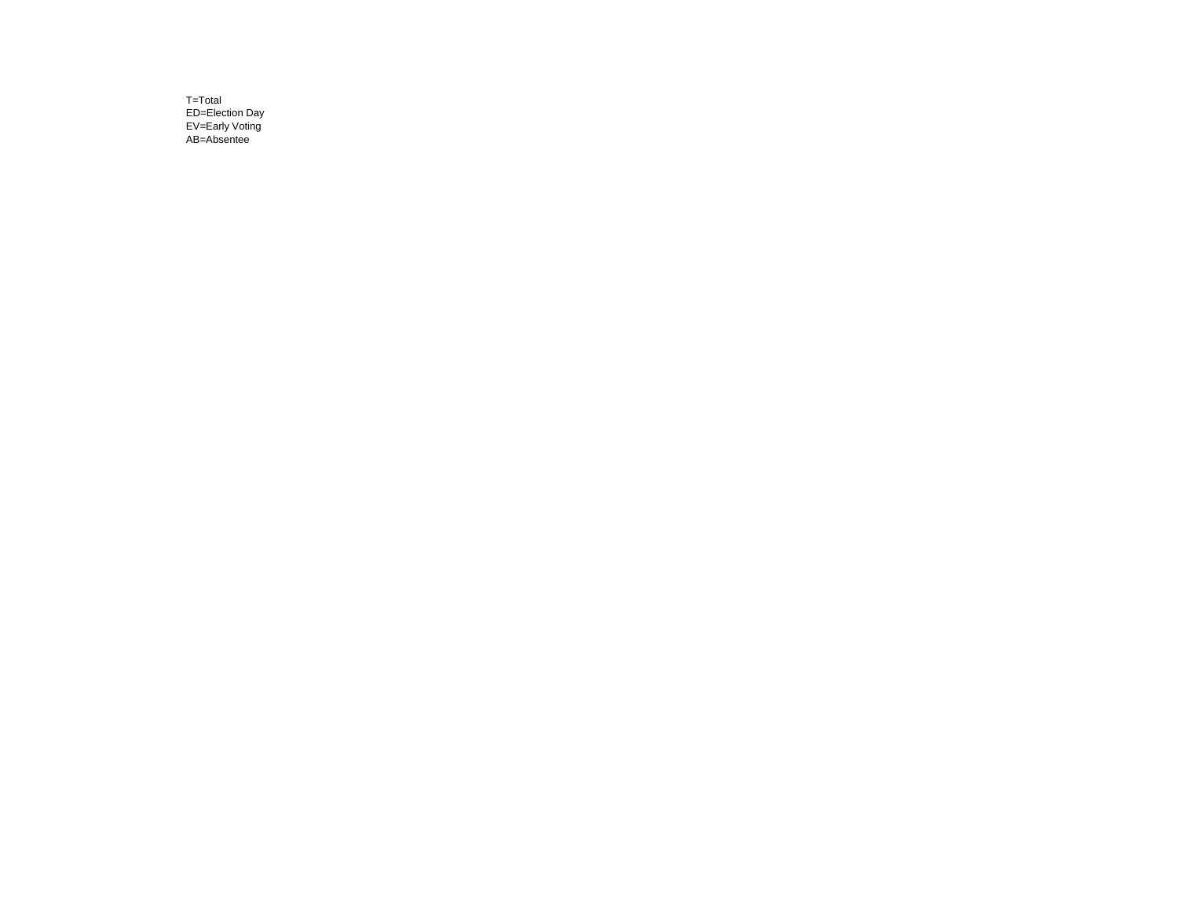T=Total
ED=Election Day
EV=Early Voting
AB=Absentee